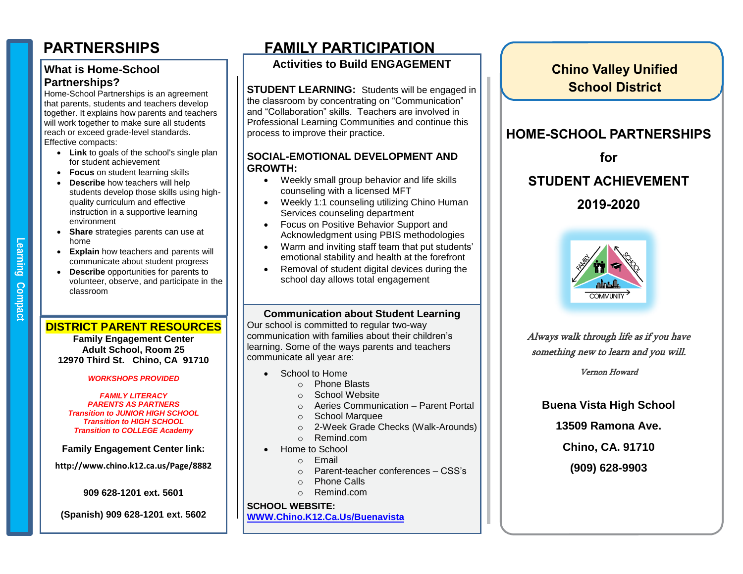Learning Compact

# PARTNERSHIPS

## What is Home-School Partnerships?

Home-School Partnerships is an agreement that parents, students and teachers develop together. It explains how parents and teachers will work together to make sure all students reach or exceed grade-level standards.

Effective compacts:

- **Link** to goals of the school's single plan for student achievement
- **Focus** on student learning skills
- **Describe** how teachers will help students develop those skills using high-quality curriculum and effective instruction in a supportive learning environment
- **Share** strategies parents can use at home
- **Explain** how teachers and parents will communicate about student progress
- **Describe** opportunities for parents to volunteer, observe, and participate in the classroom

## DISTRICT PARENT RESOURCES

**Family Engagement Center**
**Adult School, Room 25**
**12970 Third St. Chino, CA 91710**

***WORKSHOPS PROVIDED***

***FAMILY LITERACY***
***PARENTS AS PARTNERS***
***Transition to JUNIOR HIGH SCHOOL***
***Transition to HIGH SCHOOL***
***Transition to COLLEGE Academy***

**Family Engagement Center link:**

**http://www.chino.k12.ca.us/Page/8882**

**909 628-1201 ext. 5601**

**(Spanish) 909 628-1201 ext. 5602**

# FAMILY PARTICIPATION

### Activities to Build ENGAGEMENT

**STUDENT LEARNING:** Students will be engaged in the classroom by concentrating on "Communication" and "Collaboration" skills. Teachers are involved in Professional Learning Communities and continue this process to improve their practice.

**SOCIAL-EMOTIONAL DEVELOPMENT AND GROWTH:**

- Weekly small group behavior and life skills counseling with a licensed MFT
- Weekly 1:1 counseling utilizing Chino Human Services counseling department
- Focus on Positive Behavior Support and Acknowledgment using PBIS methodologies
- Warm and inviting staff team that put students' emotional stability and health at the forefront
- Removal of student digital devices during the school day allows total engagement

### Communication about Student Learning

Our school is committed to regular two-way communication with families about their children's learning. Some of the ways parents and teachers communicate all year are:

- School to Home
  - Phone Blasts
  - School Website
  - Aeries Communication – Parent Portal
  - School Marquee
  - 2-Week Grade Checks (Walk-Arounds)
  - Remind.com
- Home to School
  - Email
  - Parent-teacher conferences – CSS's
  - Phone Calls
  - Remind.com

**SCHOOL WEBSITE:**
**WWW.Chino.K12.Ca.Us/Buenavista**

## Chino Valley Unified School District

## HOME-SCHOOL PARTNERSHIPS

## for

## STUDENT ACHIEVEMENT

## 2019-2020

FAMILY SCHOOL COMMUNITY

*Always walk through life as if you have something new to learn and you will.*

*Vernon Howard*

**Buena Vista High School**

**13509 Ramona Ave.**

**Chino, CA. 91710**

**(909) 628-9903**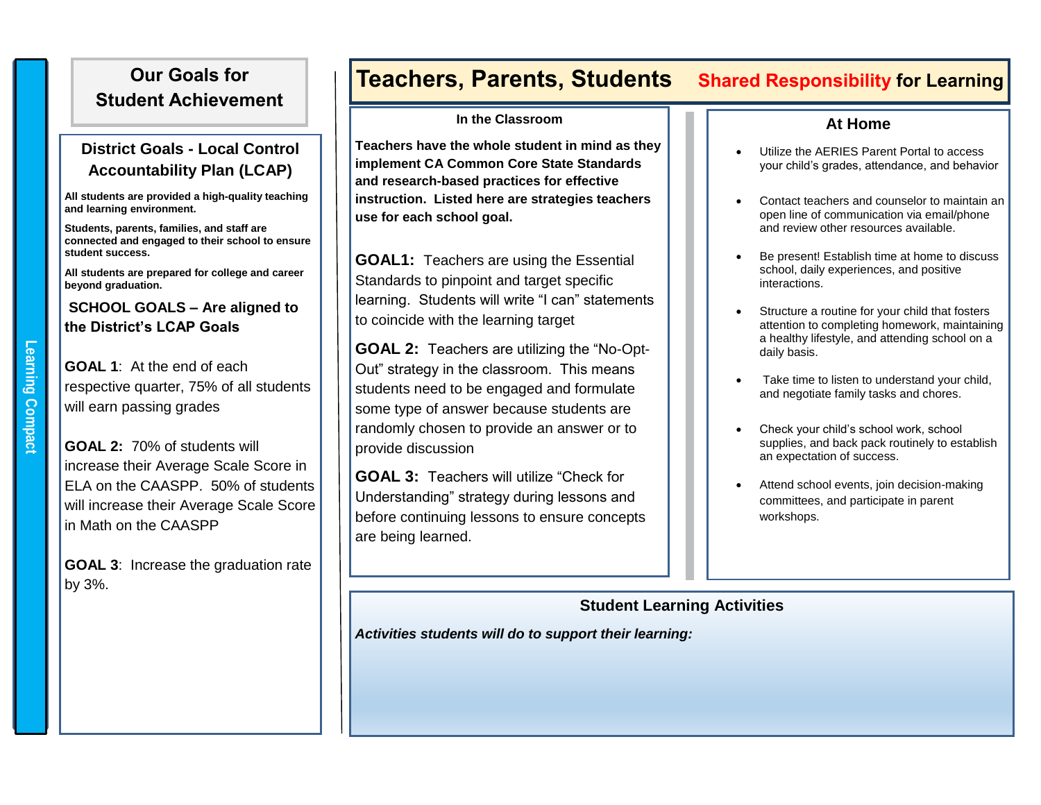Learning Compact

## Our Goals for Student Achievement

### District Goals - Local Control Accountability Plan (LCAP)

**All students are provided a high-quality teaching and learning environment.**

**Students, parents, families, and staff are connected and engaged to their school to ensure student success.**

**All students are prepared for college and career beyond graduation.**

**SCHOOL GOALS – Are aligned to the District's LCAP Goals**

**GOAL 1**: At the end of each respective quarter, 75% of all students will earn passing grades

**GOAL 2:** 70% of students will increase their Average Scale Score in ELA on the CAASPP. 50% of students will increase their Average Scale Score in Math on the CAASPP

**GOAL 3**: Increase the graduation rate by 3%.

## Teachers, Parents, Students — Shared Responsibility for Learning

### In the Classroom

**Teachers have the whole student in mind as they implement CA Common Core State Standards and research-based practices for effective instruction. Listed here are strategies teachers use for each school goal.**

**GOAL1:** Teachers are using the Essential Standards to pinpoint and target specific learning. Students will write "I can" statements to coincide with the learning target

**GOAL 2:** Teachers are utilizing the "No-Opt-Out" strategy in the classroom. This means students need to be engaged and formulate some type of answer because students are randomly chosen to provide an answer or to provide discussion

**GOAL 3:** Teachers will utilize "Check for Understanding" strategy during lessons and before continuing lessons to ensure concepts are being learned.

### At Home

- Utilize the AERIES Parent Portal to access your child's grades, attendance, and behavior
- Contact teachers and counselor to maintain an open line of communication via email/phone and review other resources available.
- Be present! Establish time at home to discuss school, daily experiences, and positive interactions.
- Structure a routine for your child that fosters attention to completing homework, maintaining a healthy lifestyle, and attending school on a daily basis.
- Take time to listen to understand your child, and negotiate family tasks and chores.
- Check your child's school work, school supplies, and back pack routinely to establish an expectation of success.
- Attend school events, join decision-making committees, and participate in parent workshops.

### Student Learning Activities

***Activities students will do to support their learning:***